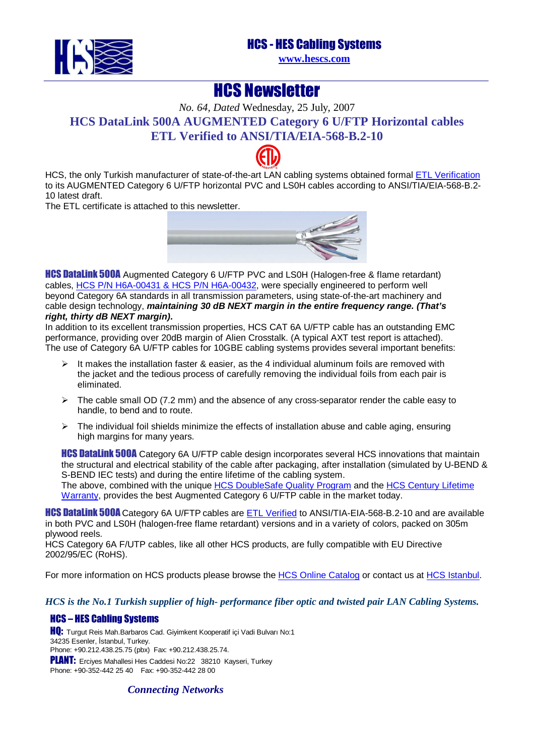# HCS - HES Cabling Systems

www.hescs.com

# HCS Newsletter

*No. 64, Dated* Wednesday, 25 July, 2007

## HCS DataLink 500A AUGMENTED Category 6 U/FTP Horizontal cables ETL Verified to ANSI/TIA/EIA-568-B.2-10

HCS, the only Turkish manufacturer of state-of-the-art LAN cabling systems obtained formal ETL Verification to its AUGMENTED Category 6 U/FTP horizontal PVC and LS0H cables according to ANSI/TIA/EIA-568-B.2-10 latest draft.
The ETL certificate is attached to this newsletter.

**HCS DataLink 500A** Augmented Category 6 U/FTP PVC and LS0H (Halogen-free & flame retardant) cables, HCS P/N H6A-00431 & HCS P/N H6A-00432, were specially engineered to perform well beyond Category 6A standards in all transmission parameters, using state-of-the-art machinery and cable design technology, ***maintaining 30 dB NEXT margin in the entire frequency range. (That's right, thirty dB NEXT margin).***
In addition to its excellent transmission properties, HCS CAT 6A U/FTP cable has an outstanding EMC performance, providing over 20dB margin of Alien Crosstalk. (A typical AXT test report is attached).
The use of Category 6A U/FTP cables for 10GBE cabling systems provides several important benefits:

- It makes the installation faster & easier, as the 4 individual aluminum foils are removed with the jacket and the tedious process of carefully removing the individual foils from each pair is eliminated.
- The cable small OD (7.2 mm) and the absence of any cross-separator render the cable easy to handle, to bend and to route.
- The individual foil shields minimize the effects of installation abuse and cable aging, ensuring high margins for many years.

**HCS DataLink 500A** Category 6A U/FTP cable design incorporates several HCS innovations that maintain the structural and electrical stability of the cable after packaging, after installation (simulated by U-BEND & S-BEND IEC tests) and during the entire lifetime of the cabling system.
The above, combined with the unique HCS DoubleSafe Quality Program and the HCS Century Lifetime Warranty, provides the best Augmented Category 6 U/FTP cable in the market today.

**HCS DataLink 500A** Category 6A U/FTP cables are ETL Verified to ANSI/TIA-EIA-568-B.2-10 and are available in both PVC and LS0H (halogen-free flame retardant) versions and in a variety of colors, packed on 305m plywood reels.
HCS Category 6A F/UTP cables, like all other HCS products, are fully compatible with EU Directive 2002/95/EC (RoHS).

For more information on HCS products please browse the HCS Online Catalog or contact us at HCS Istanbul.

***HCS is the No.1 Turkish supplier of high- performance fiber optic and twisted pair LAN Cabling Systems.***

**HCS – HES Cabling Systems**

**HQ:** Turgut Reis Mah.Barbaros Cad. Giyimkent Kooperatif içi Vadi Bulvarı No:1
34235 Esenler, İstanbul, Turkey.
Phone: +90.212.438.25.75 (pbx) Fax: +90.212.438.25.74.

**PLANT:** Erciyes Mahallesi Hes Caddesi No:22 38210 Kayseri, Turkey
Phone: +90-352-442 25 40 Fax: +90-352-442 28 00

***Connecting Networks***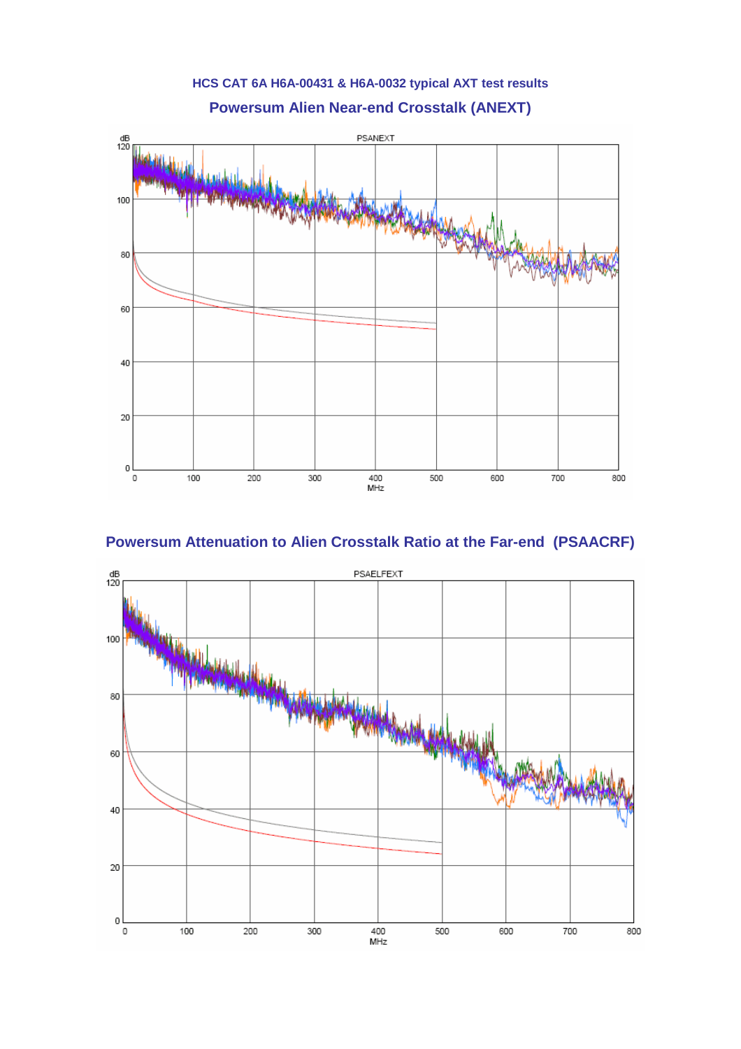### HCS CAT 6A H6A-00431 & H6A-0032 typical AXT test results

## Powersum Alien Near-end Crosstalk (ANEXT)

## Powersum Attenuation to Alien Crosstalk Ratio at the Far-end (PSAACRF)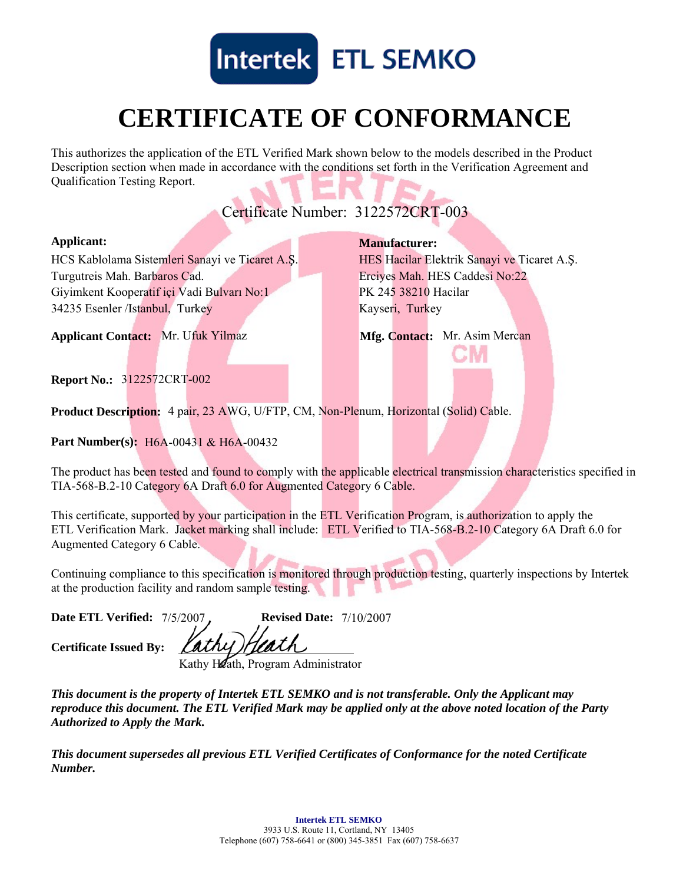Intertek ETL SEMKO

# CERTIFICATE OF CONFORMANCE

This authorizes the application of the ETL Verified Mark shown below to the models described in the Product Description section when made in accordance with the conditions set forth in the Verification Agreement and Qualification Testing Report.

Certificate Number: 3122572CRT-003

**Applicant:**
HCS Kablolama Sistemleri Sanayi ve Ticaret A.Ş.
Turgutreis Mah. Barbaros Cad.
Giyimkent Kooperatif içi Vadi Bulvarı No:1
34235 Esenler /Istanbul, Turkey

**Applicant Contact:** Mr. Ufuk Yilmaz

**Manufacturer:**
HES Hacilar Elektrik Sanayi ve Ticaret A.Ş.
Erciyes Mah. HES Caddesi No:22
PK 245 38210 Hacilar
Kayseri, Turkey

**Mfg. Contact:** Mr. Asim Mercan

**Report No.:** 3122572CRT-002

**Product Description:** 4 pair, 23 AWG, U/FTP, CM, Non-Plenum, Horizontal (Solid) Cable.

**Part Number(s):** H6A-00431 & H6A-00432

The product has been tested and found to comply with the applicable electrical transmission characteristics specified in TIA-568-B.2-10 Category 6A Draft 6.0 for Augmented Category 6 Cable.

This certificate, supported by your participation in the ETL Verification Program, is authorization to apply the ETL Verification Mark. Jacket marking shall include: ETL Verified to TIA-568-B.2-10 Category 6A Draft 6.0 for Augmented Category 6 Cable.

Continuing compliance to this specification is monitored through production testing, quarterly inspections by Intertek at the production facility and random sample testing.

**Date ETL Verified:** 7/5/2007 **Revised Date:** 7/10/2007

**Certificate Issued By:** Kathy Heath
Kathy Heath, Program Administrator

***This document is the property of Intertek ETL SEMKO and is not transferable. Only the Applicant may reproduce this document. The ETL Verified Mark may be applied only at the above noted location of the Party Authorized to Apply the Mark.***

***This document supersedes all previous ETL Verified Certificates of Conformance for the noted Certificate Number.***

**Intertek ETL SEMKO**
3933 U.S. Route 11, Cortland, NY 13405
Telephone (607) 758-6641 or (800) 345-3851 Fax (607) 758-6637